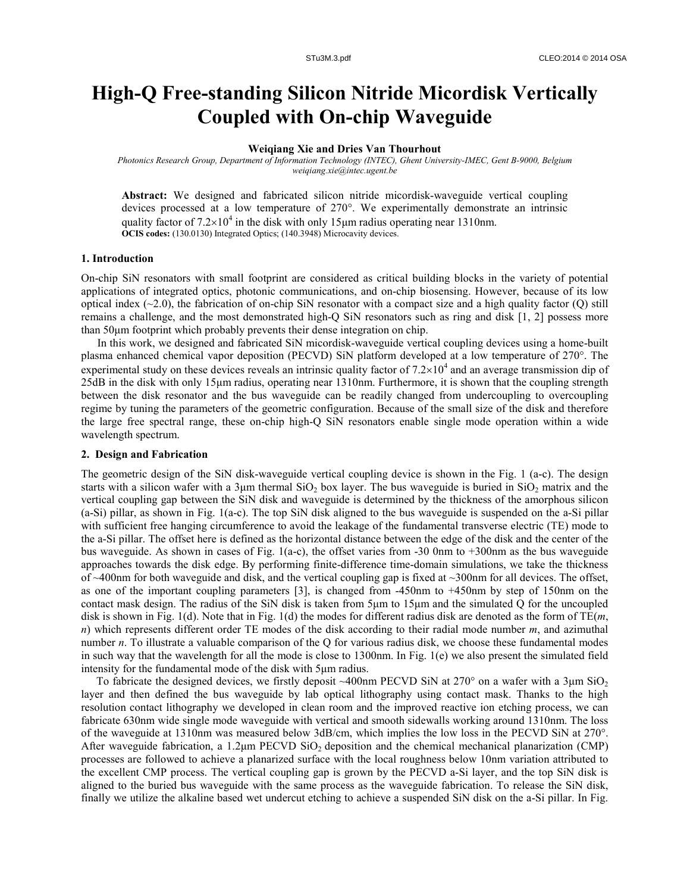# High-Q Free-standing Silicon Nitride Micordisk Vertically Coupled with On-chip Waveguide

**Weiqiang Xie and Dries Van Thourhout**

*Photonics Research Group, Department of Information Technology (INTEC), Ghent University-IMEC, Gent B-9000, Belgium*
*weiqiang.xie@intec.ugent.be*

**Abstract:** We designed and fabricated silicon nitride micordisk-waveguide vertical coupling devices processed at a low temperature of 270°. We experimentally demonstrate an intrinsic quality factor of $7.2\times10^4$ in the disk with only 15μm radius operating near 1310nm.
**OCIS codes:** (130.0130) Integrated Optics; (140.3948) Microcavity devices.

## 1. Introduction

On-chip SiN resonators with small footprint are considered as critical building blocks in the variety of potential applications of integrated optics, photonic communications, and on-chip biosensing. However, because of its low optical index (~2.0), the fabrication of on-chip SiN resonator with a compact size and a high quality factor (Q) still remains a challenge, and the most demonstrated high-Q SiN resonators such as ring and disk [1, 2] possess more than 50μm footprint which probably prevents their dense integration on chip.

In this work, we designed and fabricated SiN micordisk-waveguide vertical coupling devices using a home-built plasma enhanced chemical vapor deposition (PECVD) SiN platform developed at a low temperature of 270°. The experimental study on these devices reveals an intrinsic quality factor of $7.2\times10^4$ and an average transmission dip of 25dB in the disk with only 15μm radius, operating near 1310nm. Furthermore, it is shown that the coupling strength between the disk resonator and the bus waveguide can be readily changed from undercoupling to overcoupling regime by tuning the parameters of the geometric configuration. Because of the small size of the disk and therefore the large free spectral range, these on-chip high-Q SiN resonators enable single mode operation within a wide wavelength spectrum.

## 2. Design and Fabrication

The geometric design of the SiN disk-waveguide vertical coupling device is shown in the Fig. 1 (a-c). The design starts with a silicon wafer with a 3μm thermal $SiO_2$ box layer. The bus waveguide is buried in $SiO_2$ matrix and the vertical coupling gap between the SiN disk and waveguide is determined by the thickness of the amorphous silicon (a-Si) pillar, as shown in Fig. 1(a-c). The top SiN disk aligned to the bus waveguide is suspended on the a-Si pillar with sufficient free hanging circumference to avoid the leakage of the fundamental transverse electric (TE) mode to the a-Si pillar. The offset here is defined as the horizontal distance between the edge of the disk and the center of the bus waveguide. As shown in cases of Fig. 1(a-c), the offset varies from -30 0nm to +300nm as the bus waveguide approaches towards the disk edge. By performing finite-difference time-domain simulations, we take the thickness of ~400nm for both waveguide and disk, and the vertical coupling gap is fixed at ~300nm for all devices. The offset, as one of the important coupling parameters [3], is changed from -450nm to +450nm by step of 150nm on the contact mask design. The radius of the SiN disk is taken from 5μm to 15μm and the simulated Q for the uncoupled disk is shown in Fig. 1(d). Note that in Fig. 1(d) the modes for different radius disk are denoted as the form of TE(*m*, *n*) which represents different order TE modes of the disk according to their radial mode number *m*, and azimuthal number *n*. To illustrate a valuable comparison of the Q for various radius disk, we choose these fundamental modes in such way that the wavelength for all the mode is close to 1300nm. In Fig. 1(e) we also present the simulated field intensity for the fundamental mode of the disk with 5μm radius.

To fabricate the designed devices, we firstly deposit ~400nm PECVD SiN at 270° on a wafer with a 3μm $SiO_2$ layer and then defined the bus waveguide by lab optical lithography using contact mask. Thanks to the high resolution contact lithography we developed in clean room and the improved reactive ion etching process, we can fabricate 630nm wide single mode waveguide with vertical and smooth sidewalls working around 1310nm. The loss of the waveguide at 1310nm was measured below 3dB/cm, which implies the low loss in the PECVD SiN at 270°. After waveguide fabrication, a 1.2μm PECVD $SiO_2$ deposition and the chemical mechanical planarization (CMP) processes are followed to achieve a planarized surface with the local roughness below 10nm variation attributed to the excellent CMP process. The vertical coupling gap is grown by the PECVD a-Si layer, and the top SiN disk is aligned to the buried bus waveguide with the same process as the waveguide fabrication. To release the SiN disk, finally we utilize the alkaline based wet undercut etching to achieve a suspended SiN disk on the a-Si pillar. In Fig.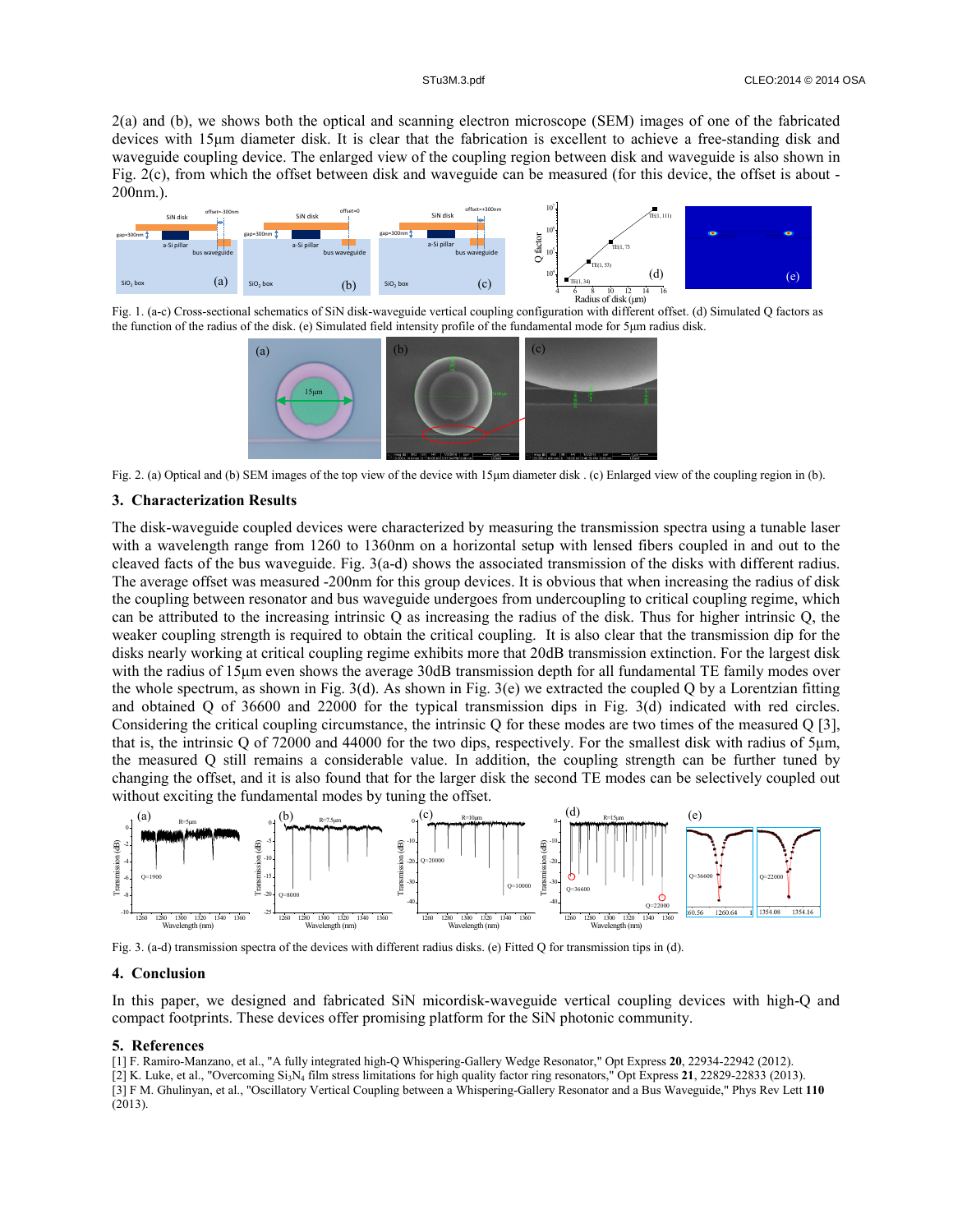2(a) and (b), we shows both the optical and scanning electron microscope (SEM) images of one of the fabricated devices with 15μm diameter disk. It is clear that the fabrication is excellent to achieve a free-standing disk and waveguide coupling device. The enlarged view of the coupling region between disk and waveguide is also shown in Fig. 2(c), from which the offset between disk and waveguide can be measured (for this device, the offset is about -200nm.).

SiN disk
offset=-300nm
gap=300nm
a-Si pillar
bus waveguide
SiO$_2$ box
(a)

SiN disk
offset=0
gap=300nm
a-Si pillar
bus waveguide
SiO$_2$ box
(b)

SiN disk
offset=+300nm
gap=300nm
a-Si pillar
bus waveguide
SiO$_2$ box
(c)

Q factor
Radius of disk (μm)
TE(1, 111)
TE(1, 73)
TE(1, 53)
TE(1, 34)
(d)

(e)

Fig. 1. (a-c) Cross-sectional schematics of SiN disk-waveguide vertical coupling configuration with different offset. (d) Simulated Q factors as the function of the radius of the disk. (e) Simulated field intensity profile of the fundamental mode for 5μm radius disk.

(a)
15μm
(b)
(c)

Fig. 2. (a) Optical and (b) SEM images of the top view of the device with 15μm diameter disk . (c) Enlarged view of the coupling region in (b).

### 3. Characterization Results

The disk-waveguide coupled devices were characterized by measuring the transmission spectra using a tunable laser with a wavelength range from 1260 to 1360nm on a horizontal setup with lensed fibers coupled in and out to the cleaved facts of the bus waveguide. Fig. 3(a-d) shows the associated transmission of the disks with different radius. The average offset was measured -200nm for this group devices. It is obvious that when increasing the radius of disk the coupling between resonator and bus waveguide undergoes from undercoupling to critical coupling regime, which can be attributed to the increasing intrinsic Q as increasing the radius of the disk. Thus for higher intrinsic Q, the weaker coupling strength is required to obtain the critical coupling. It is also clear that the transmission dip for the disks nearly working at critical coupling regime exhibits more that 20dB transmission extinction. For the largest disk with the radius of 15μm even shows the average 30dB transmission depth for all fundamental TE family modes over the whole spectrum, as shown in Fig. 3(d). As shown in Fig. 3(e) we extracted the coupled Q by a Lorentzian fitting and obtained Q of 36600 and 22000 for the typical transmission dips in Fig. 3(d) indicated with red circles. Considering the critical coupling circumstance, the intrinsic Q for these modes are two times of the measured Q [3], that is, the intrinsic Q of 72000 and 44000 for the two dips, respectively. For the smallest disk with radius of 5μm, the measured Q still remains a considerable value. In addition, the coupling strength can be further tuned by changing the offset, and it is also found that for the larger disk the second TE modes can be selectively coupled out without exciting the fundamental modes by tuning the offset.

(a) R=5μm Q=1900
(b) R=7.5μm Q=8000
(c) R=10μm Q=20000 Q=10000
(d) R=15μm Q=36600 Q=22000
(e) Q=36600 Q=22000
Transmission (dB)
Wavelength (nm)

Fig. 3. (a-d) transmission spectra of the devices with different radius disks. (e) Fitted Q for transmission tips in (d).

### 4. Conclusion

In this paper, we designed and fabricated SiN micordisk-waveguide vertical coupling devices with high-Q and compact footprints. These devices offer promising platform for the SiN photonic community.

### 5. References

[1] F. Ramiro-Manzano, et al., "A fully integrated high-Q Whispering-Gallery Wedge Resonator," Opt Express **20**, 22934-22942 (2012).
[2] K. Luke, et al., "Overcoming $Si_3N_4$ film stress limitations for high quality factor ring resonators," Opt Express **21**, 22829-22833 (2013).
[3] F M. Ghulinyan, et al., "Oscillatory Vertical Coupling between a Whispering-Gallery Resonator and a Bus Waveguide," Phys Rev Lett **110** (2013).